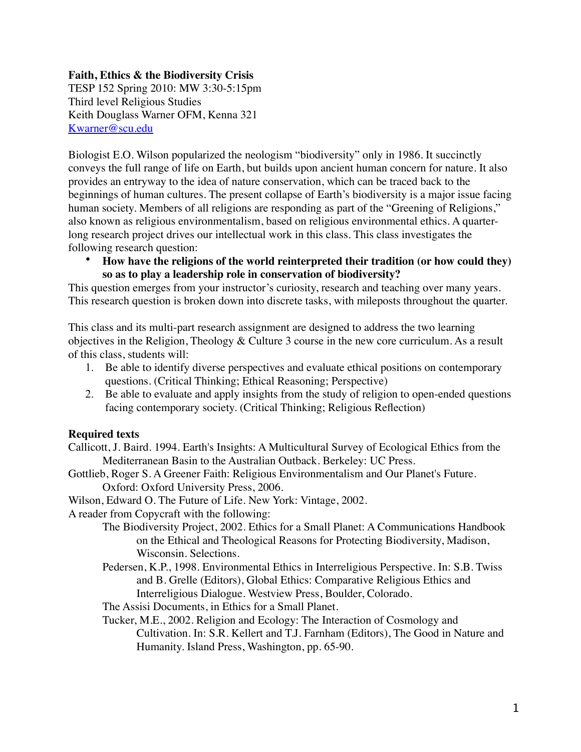**Faith, Ethics & the Biodiversity Crisis**
TESP 152 Spring 2010: MW 3:30-5:15pm
Third level Religious Studies
Keith Douglass Warner OFM, Kenna 321
[Kwarner@scu.edu](mailto:Kwarner@scu.edu)

Biologist E.O. Wilson popularized the neologism "biodiversity" only in 1986. It succinctly conveys the full range of life on Earth, but builds upon ancient human concern for nature. It also provides an entryway to the idea of nature conservation, which can be traced back to the beginnings of human cultures. The present collapse of Earth's biodiversity is a major issue facing human society. Members of all religions are responding as part of the "Greening of Religions," also known as religious environmentalism, based on religious environmental ethics. A quarter-long research project drives our intellectual work in this class. This class investigates the following research question:

- **How have the religions of the world reinterpreted their tradition (or how could they) so as to play a leadership role in conservation of biodiversity?**

This question emerges from your instructor's curiosity, research and teaching over many years. This research question is broken down into discrete tasks, with mileposts throughout the quarter.

This class and its multi-part research assignment are designed to address the two learning objectives in the Religion, Theology & Culture 3 course in the new core curriculum. As a result of this class, students will:

1. Be able to identify diverse perspectives and evaluate ethical positions on contemporary questions. (Critical Thinking; Ethical Reasoning; Perspective)
2. Be able to evaluate and apply insights from the study of religion to open-ended questions facing contemporary society. (Critical Thinking; Religious Reflection)

**Required texts**

Callicott, J. Baird. 1994. Earth's Insights: A Multicultural Survey of Ecological Ethics from the Mediterranean Basin to the Australian Outback. Berkeley: UC Press.

Gottlieb, Roger S. A Greener Faith: Religious Environmentalism and Our Planet's Future. Oxford: Oxford University Press, 2006.

Wilson, Edward O. The Future of Life. New York: Vintage, 2002.

A reader from Copycraft with the following:

- The Biodiversity Project, 2002. Ethics for a Small Planet: A Communications Handbook on the Ethical and Theological Reasons for Protecting Biodiversity, Madison, Wisconsin. Selections.
- Pedersen, K.P., 1998. Environmental Ethics in Interreligious Perspective. In: S.B. Twiss and B. Grelle (Editors), Global Ethics: Comparative Religious Ethics and Interreligious Dialogue. Westview Press, Boulder, Colorado.
- The Assisi Documents, in Ethics for a Small Planet.
- Tucker, M.E., 2002. Religion and Ecology: The Interaction of Cosmology and Cultivation. In: S.R. Kellert and T.J. Farnham (Editors), The Good in Nature and Humanity. Island Press, Washington, pp. 65-90.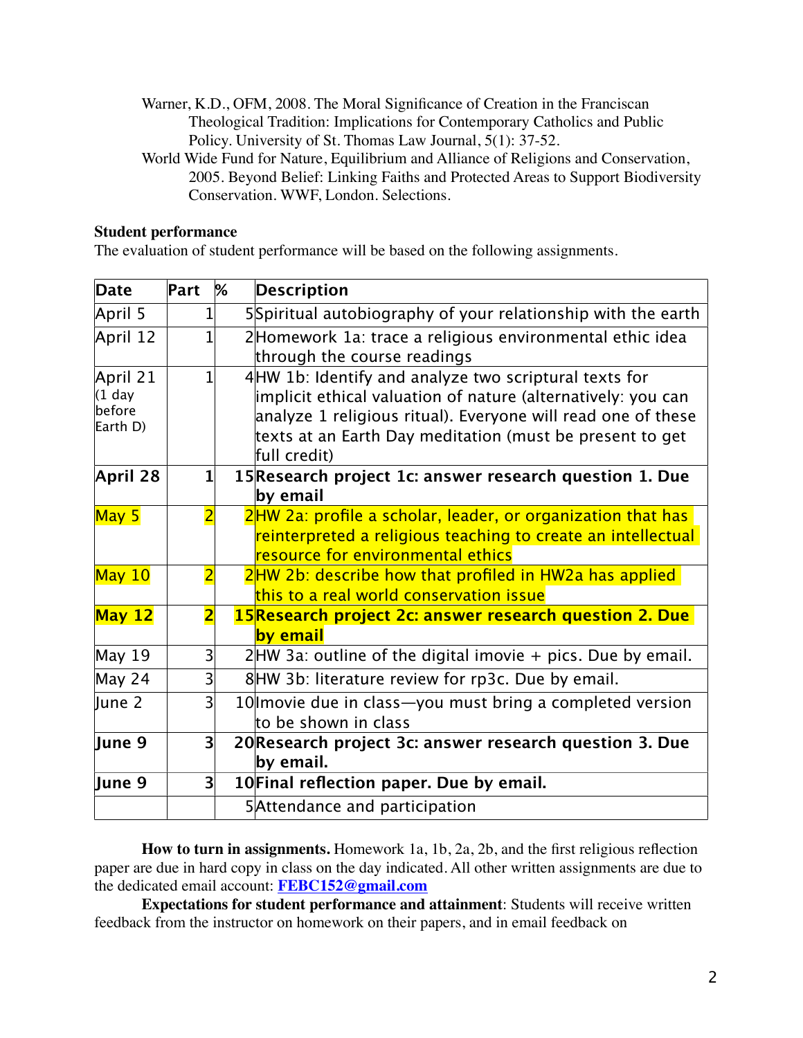Warner, K.D., OFM, 2008. The Moral Significance of Creation in the Franciscan Theological Tradition: Implications for Contemporary Catholics and Public Policy. University of St. Thomas Law Journal, 5(1): 37-52.

World Wide Fund for Nature, Equilibrium and Alliance of Religions and Conservation, 2005. Beyond Belief: Linking Faiths and Protected Areas to Support Biodiversity Conservation. WWF, London. Selections.

**Student performance**

The evaluation of student performance will be based on the following assignments.

| Date | Part | % | Description |
|---|---|---|---|
| April 5 | 1 | 5 | Spiritual autobiography of your relationship with the earth |
| April 12 | 1 | 2 | Homework 1a: trace a religious environmental ethic idea through the course readings |
| April 21 (1 day before Earth D) | 1 | 4 | HW 1b: Identify and analyze two scriptural texts for implicit ethical valuation of nature (alternatively: you can analyze 1 religious ritual). Everyone will read one of these texts at an Earth Day meditation (must be present to get full credit) |
| **April 28** | 1 | 15 | **Research project 1c: answer research question 1. Due by email** |
| May 5 | 2 | 2 | HW 2a: profile a scholar, leader, or organization that has reinterpreted a religious teaching to create an intellectual resource for environmental ethics |
| May 10 | 2 | 2 | HW 2b: describe how that profiled in HW2a has applied this to a real world conservation issue |
| **May 12** | 2 | 15 | **Research project 2c: answer research question 2. Due by email** |
| May 19 | 3 | 2 | HW 3a: outline of the digital imovie + pics. Due by email. |
| May 24 | 3 | 8 | HW 3b: literature review for rp3c. Due by email. |
| June 2 | 3 | 10 | Imovie due in class—you must bring a completed version to be shown in class |
| **June 9** | 3 | 20 | **Research project 3c: answer research question 3. Due by email.** |
| **June 9** | 3 | 10 | **Final reflection paper. Due by email.** |
| | | 5 | Attendance and participation |

**How to turn in assignments.** Homework 1a, 1b, 2a, 2b, and the first religious reflection paper are due in hard copy in class on the day indicated. All other written assignments are due to the dedicated email account: **FEBC152@gmail.com**

**Expectations for student performance and attainment**: Students will receive written feedback from the instructor on homework on their papers, and in email feedback on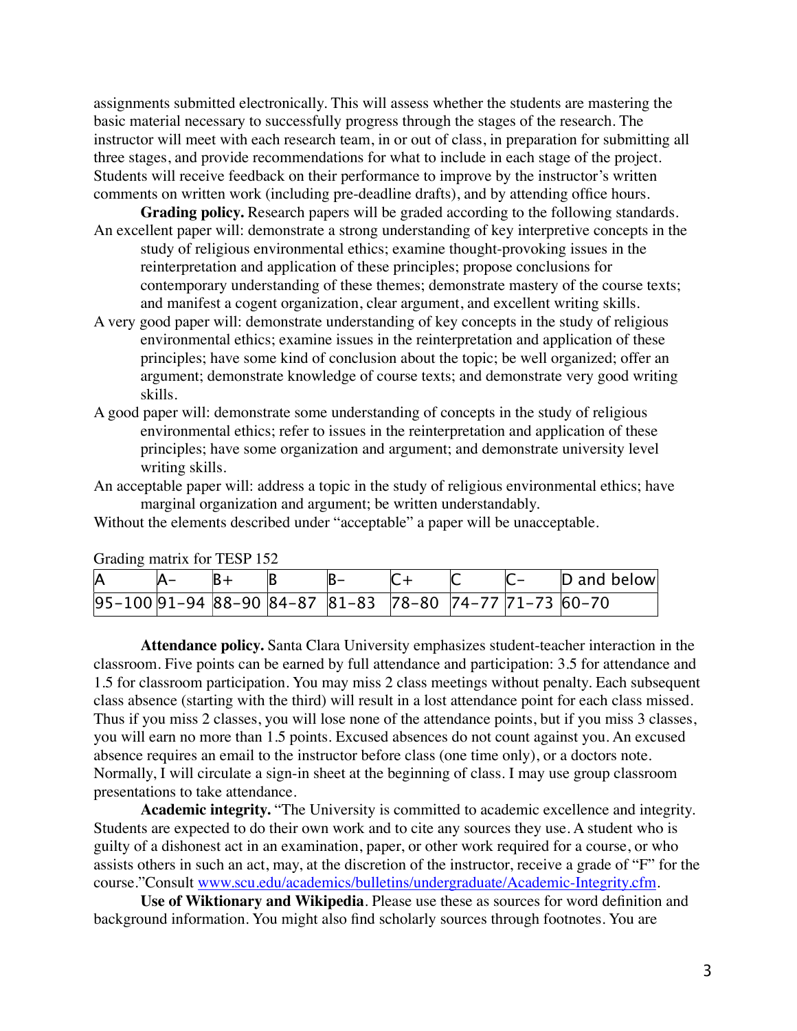assignments submitted electronically. This will assess whether the students are mastering the basic material necessary to successfully progress through the stages of the research. The instructor will meet with each research team, in or out of class, in preparation for submitting all three stages, and provide recommendations for what to include in each stage of the project. Students will receive feedback on their performance to improve by the instructor's written comments on written work (including pre-deadline drafts), and by attending office hours.

**Grading policy.** Research papers will be graded according to the following standards.

An excellent paper will: demonstrate a strong understanding of key interpretive concepts in the study of religious environmental ethics; examine thought-provoking issues in the reinterpretation and application of these principles; propose conclusions for contemporary understanding of these themes; demonstrate mastery of the course texts; and manifest a cogent organization, clear argument, and excellent writing skills.

A very good paper will: demonstrate understanding of key concepts in the study of religious environmental ethics; examine issues in the reinterpretation and application of these principles; have some kind of conclusion about the topic; be well organized; offer an argument; demonstrate knowledge of course texts; and demonstrate very good writing skills.

A good paper will: demonstrate some understanding of concepts in the study of religious environmental ethics; refer to issues in the reinterpretation and application of these principles; have some organization and argument; and demonstrate university level writing skills.

An acceptable paper will: address a topic in the study of religious environmental ethics; have marginal organization and argument; be written understandably.

Without the elements described under "acceptable" a paper will be unacceptable.

Grading matrix for TESP 152

| A | A– | B+ | B | B– | C+ | C | C– | D and below |
|---|---|---|---|---|---|---|---|---|
| 95–100 | 91–94 | 88–90 | 84–87 | 81–83 | 78–80 | 74–77 | 71–73 | 60–70 |

**Attendance policy.** Santa Clara University emphasizes student-teacher interaction in the classroom. Five points can be earned by full attendance and participation: 3.5 for attendance and 1.5 for classroom participation. You may miss 2 class meetings without penalty. Each subsequent class absence (starting with the third) will result in a lost attendance point for each class missed. Thus if you miss 2 classes, you will lose none of the attendance points, but if you miss 3 classes, you will earn no more than 1.5 points. Excused absences do not count against you. An excused absence requires an email to the instructor before class (one time only), or a doctors note. Normally, I will circulate a sign-in sheet at the beginning of class. I may use group classroom presentations to take attendance.

**Academic integrity.** "The University is committed to academic excellence and integrity. Students are expected to do their own work and to cite any sources they use. A student who is guilty of a dishonest act in an examination, paper, or other work required for a course, or who assists others in such an act, may, at the discretion of the instructor, receive a grade of "F" for the course."Consult www.scu.edu/academics/bulletins/undergraduate/Academic-Integrity.cfm.

**Use of Wiktionary and Wikipedia**. Please use these as sources for word definition and background information. You might also find scholarly sources through footnotes. You are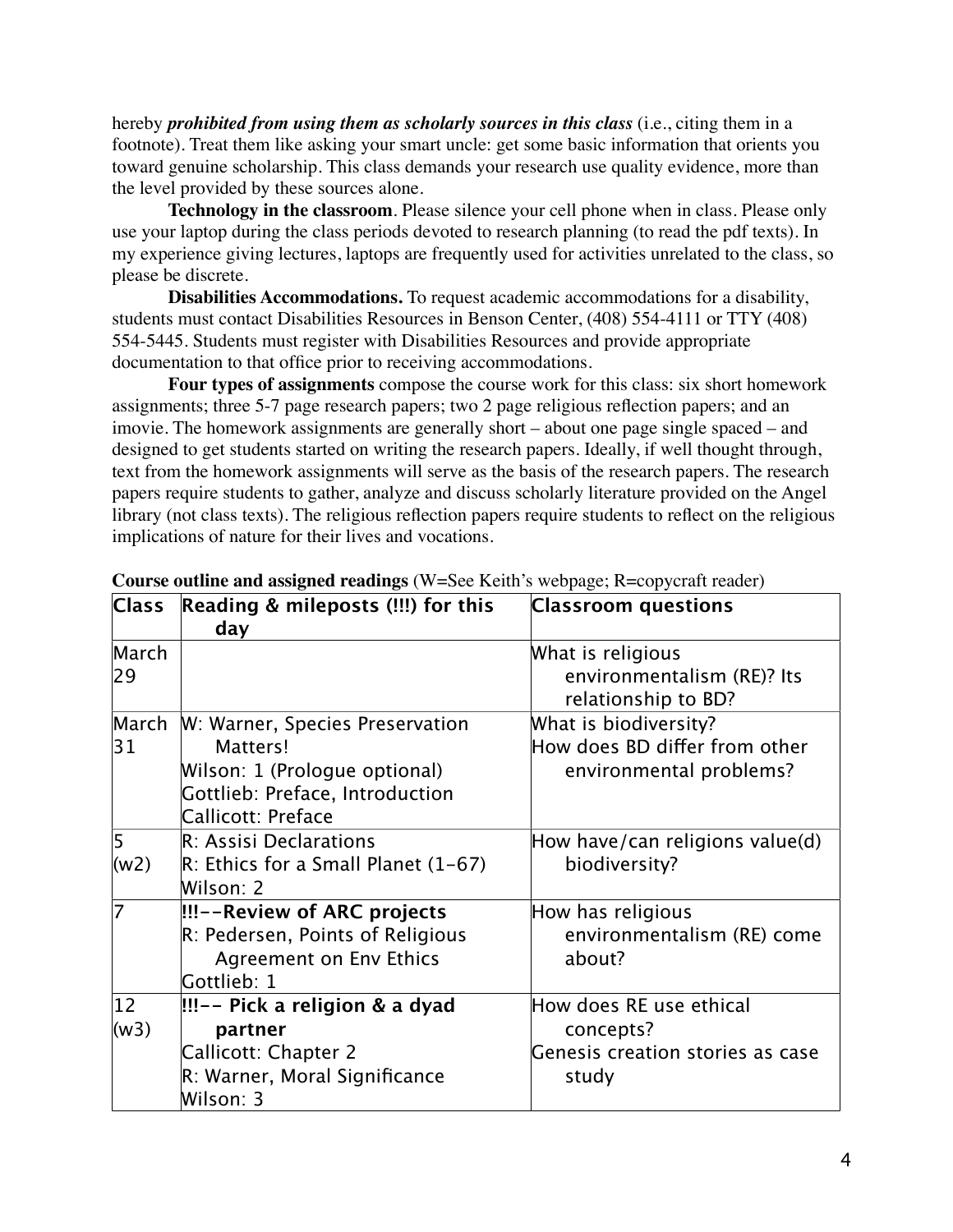hereby ***prohibited from using them as scholarly sources in this class*** (i.e., citing them in a footnote). Treat them like asking your smart uncle: get some basic information that orients you toward genuine scholarship. This class demands your research use quality evidence, more than the level provided by these sources alone.

**Technology in the classroom**. Please silence your cell phone when in class. Please only use your laptop during the class periods devoted to research planning (to read the pdf texts). In my experience giving lectures, laptops are frequently used for activities unrelated to the class, so please be discrete.

**Disabilities Accommodations.** To request academic accommodations for a disability, students must contact Disabilities Resources in Benson Center, (408) 554-4111 or TTY (408) 554-5445. Students must register with Disabilities Resources and provide appropriate documentation to that office prior to receiving accommodations.

**Four types of assignments** compose the course work for this class: six short homework assignments; three 5-7 page research papers; two 2 page religious reflection papers; and an imovie. The homework assignments are generally short – about one page single spaced – and designed to get students started on writing the research papers. Ideally, if well thought through, text from the homework assignments will serve as the basis of the research papers. The research papers require students to gather, analyze and discuss scholarly literature provided on the Angel library (not class texts). The religious reflection papers require students to reflect on the religious implications of nature for their lives and vocations.

**Course outline and assigned readings** (W=See Keith's webpage; R=copycraft reader)

| Class | Reading & mileposts (!!!) for this day | Classroom questions |
|---|---|---|
| March 29 | | What is religious environmentalism (RE)? Its relationship to BD? |
| March 31 | W: Warner, Species Preservation Matters!<br>Wilson: 1 (Prologue optional)<br>Gottlieb: Preface, Introduction<br>Callicott: Preface | What is biodiversity?<br>How does BD differ from other environmental problems? |
| 5 (w2) | R: Assisi Declarations<br>R: Ethics for a Small Planet (1-67)<br>Wilson: 2 | How have/can religions value(d) biodiversity? |
| 7 | **!!!--Review of ARC projects**<br>R: Pedersen, Points of Religious Agreement on Env Ethics<br>Gottlieb: 1 | How has religious environmentalism (RE) come about? |
| 12 (w3) | **!!!-- Pick a religion & a dyad partner**<br>Callicott: Chapter 2<br>R: Warner, Moral Significance<br>Wilson: 3 | How does RE use ethical concepts?<br>Genesis creation stories as case study |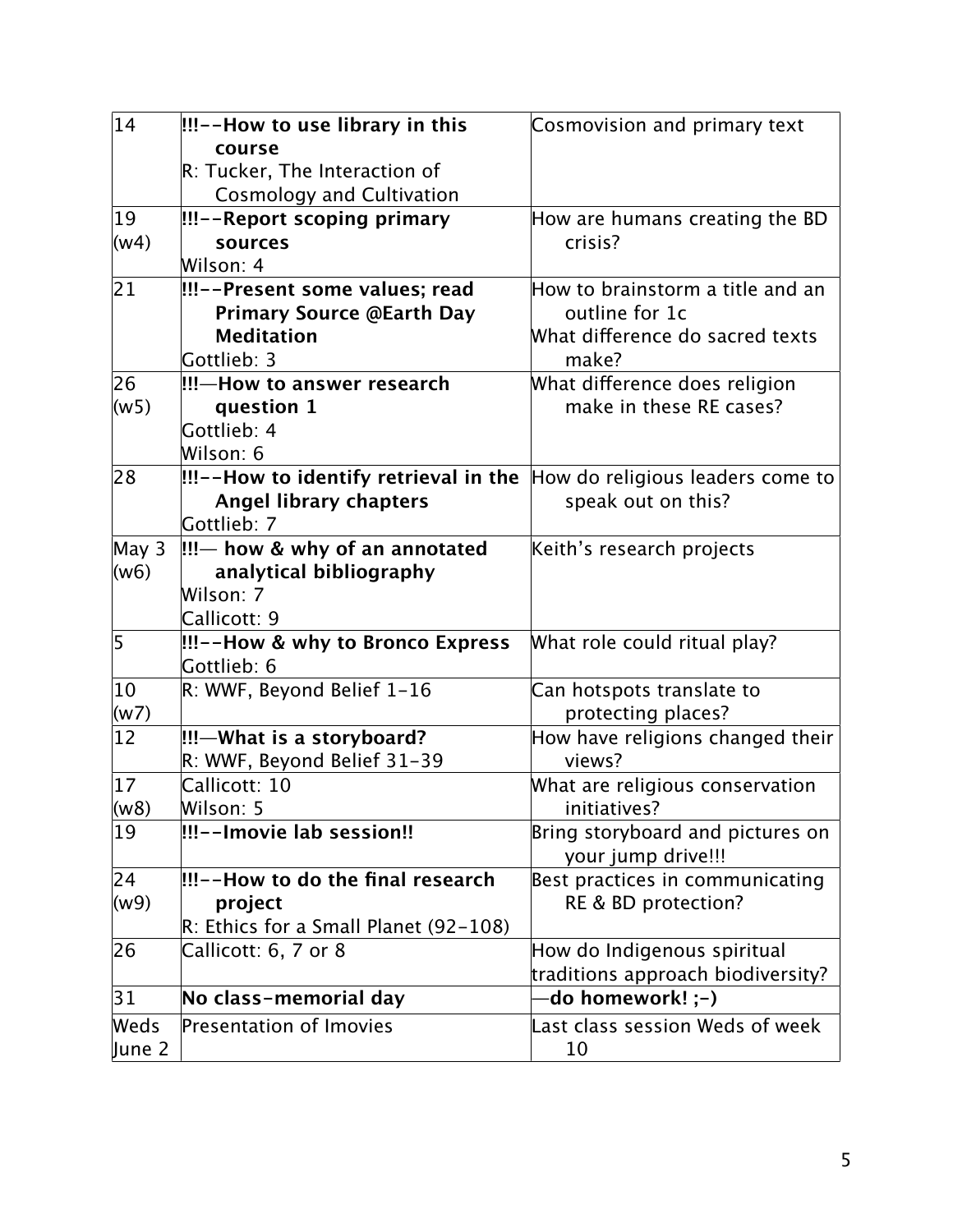| 14 | **!!!--How to use library in this course**<br>R: Tucker, The Interaction of Cosmology and Cultivation | Cosmovision and primary text |
|---|---|---|
| 19 (w4) | **!!!--Report scoping primary sources**<br>Wilson: 4 | How are humans creating the BD crisis? |
| 21 | **!!!--Present some values; read Primary Source @Earth Day Meditation**<br>Gottlieb: 3 | How to brainstorm a title and an outline for 1c<br>What difference do sacred texts make? |
| 26 (w5) | **!!!—How to answer research question 1**<br>Gottlieb: 4<br>Wilson: 6 | What difference does religion make in these RE cases? |
| 28 | **!!!--How to identify retrieval in the Angel library chapters**<br>Gottlieb: 7 | How do religious leaders come to speak out on this? |
| May 3 (w6) | **!!!— how & why of an annotated analytical bibliography**<br>Wilson: 7<br>Callicott: 9 | Keith's research projects |
| 5 | **!!!--How & why to Bronco Express**<br>Gottlieb: 6 | What role could ritual play? |
| 10 (w7) | R: WWF, Beyond Belief 1-16 | Can hotspots translate to protecting places? |
| 12 | **!!!—What is a storyboard?**<br>R: WWF, Beyond Belief 31-39 | How have religions changed their views? |
| 17 (w8) | Callicott: 10<br>Wilson: 5 | What are religious conservation initiatives? |
| 19 | **!!!--Imovie lab session!!** | Bring storyboard and pictures on your jump drive!!! |
| 24 (w9) | **!!!--How to do the final research project**<br>R: Ethics for a Small Planet (92-108) | Best practices in communicating RE & BD protection? |
| 26 | Callicott: 6, 7 or 8 | How do Indigenous spiritual traditions approach biodiversity? |
| 31 | **No class-memorial day** | **—do homework! ;-)** |
| Weds June 2 | Presentation of Imovies | Last class session Weds of week 10 |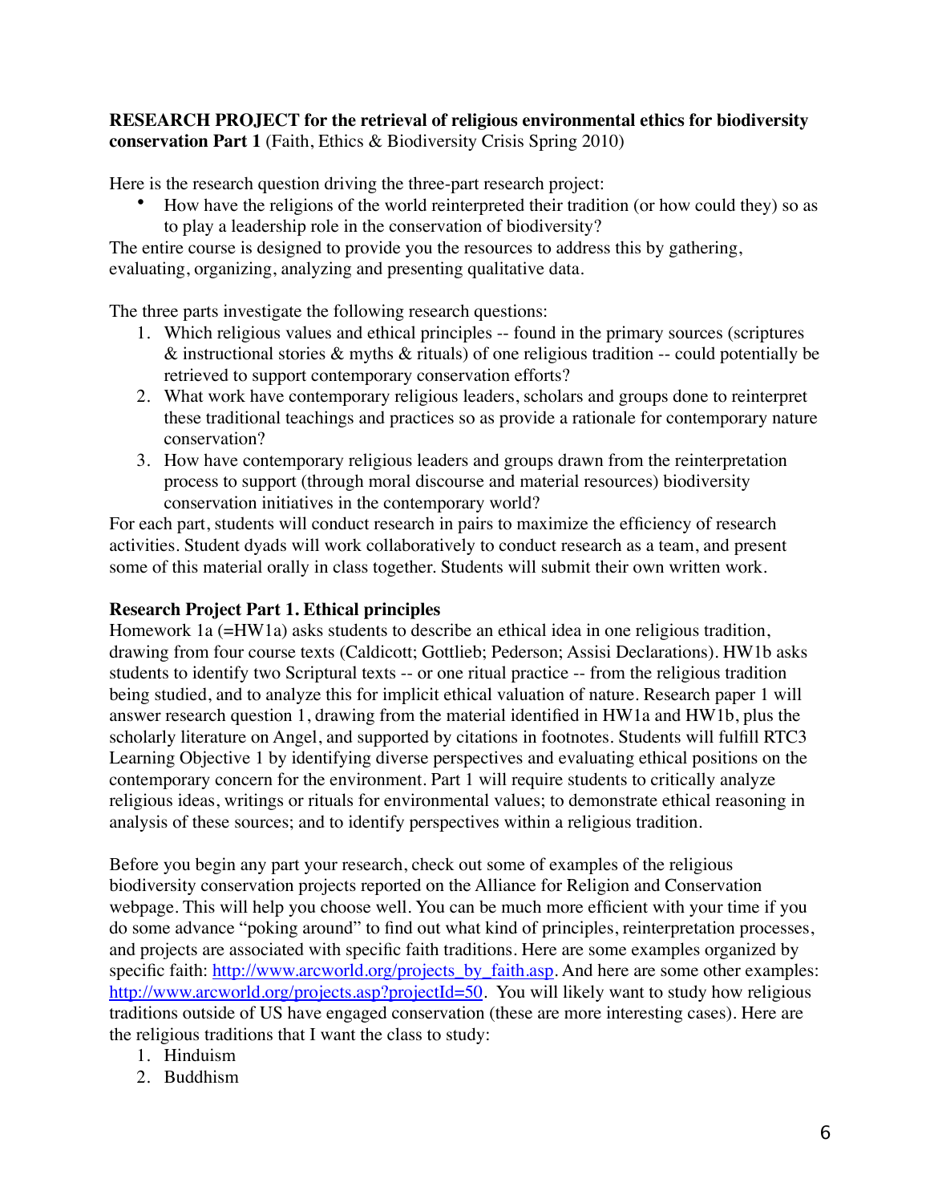**RESEARCH PROJECT for the retrieval of religious environmental ethics for biodiversity conservation Part 1** (Faith, Ethics & Biodiversity Crisis Spring 2010)

Here is the research question driving the three-part research project:

- How have the religions of the world reinterpreted their tradition (or how could they) so as to play a leadership role in the conservation of biodiversity?

The entire course is designed to provide you the resources to address this by gathering, evaluating, organizing, analyzing and presenting qualitative data.

The three parts investigate the following research questions:

1. Which religious values and ethical principles -- found in the primary sources (scriptures & instructional stories & myths & rituals) of one religious tradition -- could potentially be retrieved to support contemporary conservation efforts?
2. What work have contemporary religious leaders, scholars and groups done to reinterpret these traditional teachings and practices so as provide a rationale for contemporary nature conservation?
3. How have contemporary religious leaders and groups drawn from the reinterpretation process to support (through moral discourse and material resources) biodiversity conservation initiatives in the contemporary world?

For each part, students will conduct research in pairs to maximize the efficiency of research activities. Student dyads will work collaboratively to conduct research as a team, and present some of this material orally in class together. Students will submit their own written work.

**Research Project Part 1. Ethical principles**

Homework 1a (=HW1a) asks students to describe an ethical idea in one religious tradition, drawing from four course texts (Caldicott; Gottlieb; Pederson; Assisi Declarations). HW1b asks students to identify two Scriptural texts -- or one ritual practice -- from the religious tradition being studied, and to analyze this for implicit ethical valuation of nature. Research paper 1 will answer research question 1, drawing from the material identified in HW1a and HW1b, plus the scholarly literature on Angel, and supported by citations in footnotes. Students will fulfill RTC3 Learning Objective 1 by identifying diverse perspectives and evaluating ethical positions on the contemporary concern for the environment. Part 1 will require students to critically analyze religious ideas, writings or rituals for environmental values; to demonstrate ethical reasoning in analysis of these sources; and to identify perspectives within a religious tradition.

Before you begin any part your research, check out some of examples of the religious biodiversity conservation projects reported on the Alliance for Religion and Conservation webpage. This will help you choose well. You can be much more efficient with your time if you do some advance "poking around" to find out what kind of principles, reinterpretation processes, and projects are associated with specific faith traditions. Here are some examples organized by specific faith: http://www.arcworld.org/projects_by_faith.asp. And here are some other examples: http://www.arcworld.org/projects.asp?projectId=50. You will likely want to study how religious traditions outside of US have engaged conservation (these are more interesting cases). Here are the religious traditions that I want the class to study:

1. Hinduism
2. Buddhism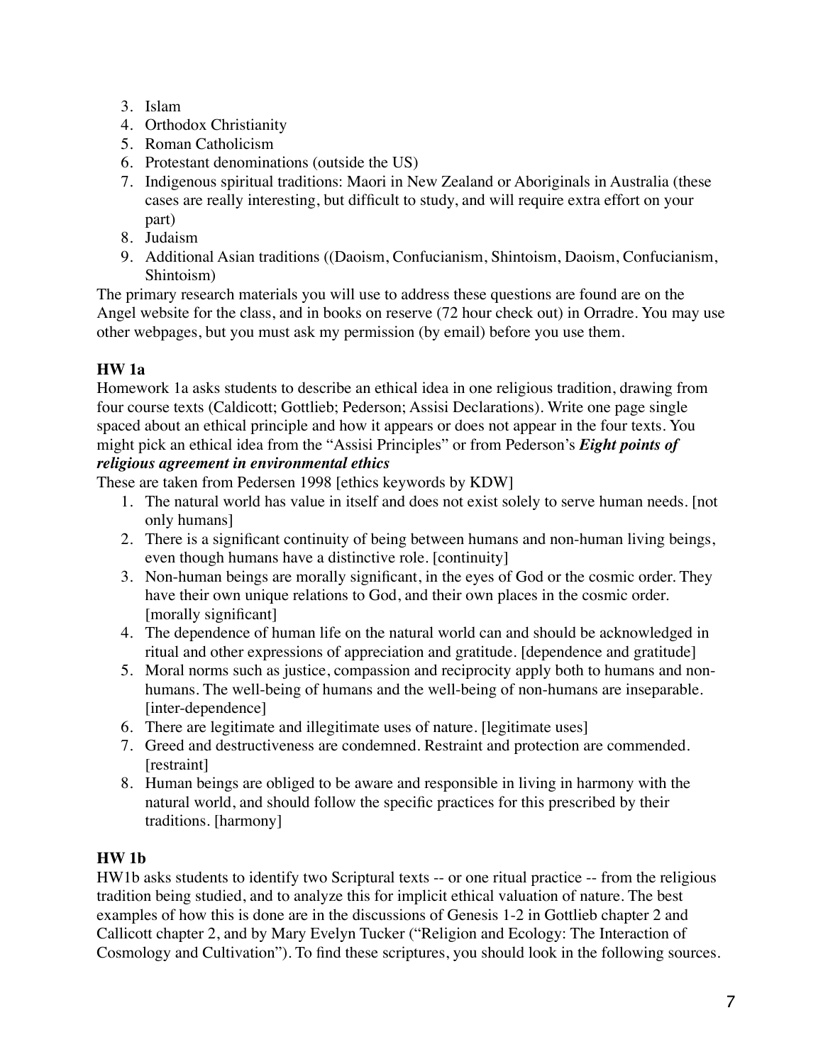3. Islam
4. Orthodox Christianity
5. Roman Catholicism
6. Protestant denominations (outside the US)
7. Indigenous spiritual traditions: Maori in New Zealand or Aboriginals in Australia (these cases are really interesting, but difficult to study, and will require extra effort on your part)
8. Judaism
9. Additional Asian traditions ((Daoism, Confucianism, Shintoism, Daoism, Confucianism, Shintoism)

The primary research materials you will use to address these questions are found are on the Angel website for the class, and in books on reserve (72 hour check out) in Orradre. You may use other webpages, but you must ask my permission (by email) before you use them.

**HW 1a**

Homework 1a asks students to describe an ethical idea in one religious tradition, drawing from four course texts (Caldicott; Gottlieb; Pederson; Assisi Declarations). Write one page single spaced about an ethical principle and how it appears or does not appear in the four texts. You might pick an ethical idea from the "Assisi Principles" or from Pederson's ***Eight points of religious agreement in environmental ethics***

These are taken from Pedersen 1998 [ethics keywords by KDW]

1. The natural world has value in itself and does not exist solely to serve human needs. [not only humans]
2. There is a significant continuity of being between humans and non-human living beings, even though humans have a distinctive role. [continuity]
3. Non-human beings are morally significant, in the eyes of God or the cosmic order. They have their own unique relations to God, and their own places in the cosmic order. [morally significant]
4. The dependence of human life on the natural world can and should be acknowledged in ritual and other expressions of appreciation and gratitude. [dependence and gratitude]
5. Moral norms such as justice, compassion and reciprocity apply both to humans and non-humans. The well-being of humans and the well-being of non-humans are inseparable. [inter-dependence]
6. There are legitimate and illegitimate uses of nature. [legitimate uses]
7. Greed and destructiveness are condemned. Restraint and protection are commended. [restraint]
8. Human beings are obliged to be aware and responsible in living in harmony with the natural world, and should follow the specific practices for this prescribed by their traditions. [harmony]

**HW 1b**

HW1b asks students to identify two Scriptural texts -- or one ritual practice -- from the religious tradition being studied, and to analyze this for implicit ethical valuation of nature. The best examples of how this is done are in the discussions of Genesis 1-2 in Gottlieb chapter 2 and Callicott chapter 2, and by Mary Evelyn Tucker ("Religion and Ecology: The Interaction of Cosmology and Cultivation"). To find these scriptures, you should look in the following sources.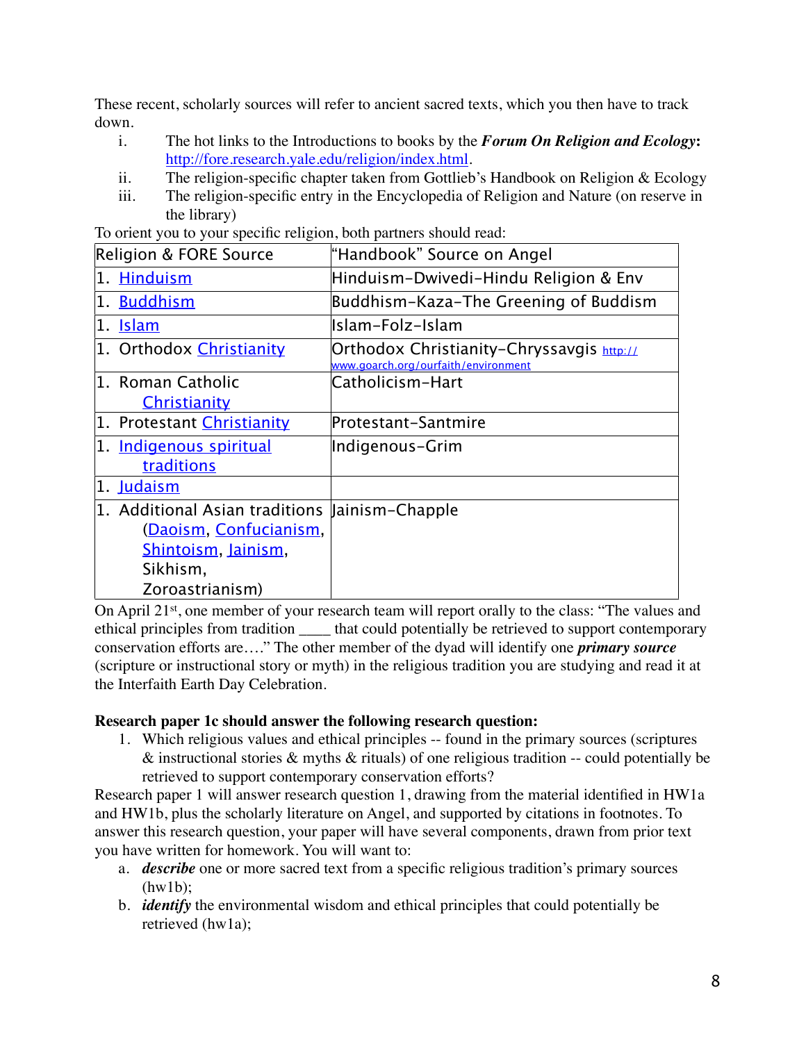These recent, scholarly sources will refer to ancient sacred texts, which you then have to track down.

i. The hot links to the Introductions to books by the ***Forum On Religion and Ecology*:** http://fore.research.yale.edu/religion/index.html.
ii. The religion-specific chapter taken from Gottlieb's Handbook on Religion & Ecology
iii. The religion-specific entry in the Encyclopedia of Religion and Nature (on reserve in the library)

To orient you to your specific religion, both partners should read:

| Religion & FORE Source | "Handbook" Source on Angel |
|---|---|
| 1. Hinduism | Hinduism-Dwivedi-Hindu Religion & Env |
| 1. Buddhism | Buddhism-Kaza-The Greening of Buddism |
| 1. Islam | Islam-Folz-Islam |
| 1. Orthodox Christianity | Orthodox Christianity-Chryssavgis http://www.goarch.org/ourfaith/environment |
| 1. Roman Catholic Christianity | Catholicism-Hart |
| 1. Protestant Christianity | Protestant-Santmire |
| 1. Indigenous spiritual traditions | Indigenous-Grim |
| 1. Judaism | |
| 1. Additional Asian traditions (Daoism, Confucianism, Shintoism, Jainism, Sikhism, Zoroastrianism) | Jainism-Chapple |

On April 21st, one member of your research team will report orally to the class: "The values and ethical principles from tradition ____ that could potentially be retrieved to support contemporary conservation efforts are…." The other member of the dyad will identify one ***primary source*** (scripture or instructional story or myth) in the religious tradition you are studying and read it at the Interfaith Earth Day Celebration.

**Research paper 1c should answer the following research question:**

1. Which religious values and ethical principles -- found in the primary sources (scriptures & instructional stories & myths & rituals) of one religious tradition -- could potentially be retrieved to support contemporary conservation efforts?

Research paper 1 will answer research question 1, drawing from the material identified in HW1a and HW1b, plus the scholarly literature on Angel, and supported by citations in footnotes. To answer this research question, your paper will have several components, drawn from prior text you have written for homework. You will want to:

a. ***describe*** one or more sacred text from a specific religious tradition's primary sources (hw1b);
b. ***identify*** the environmental wisdom and ethical principles that could potentially be retrieved (hw1a);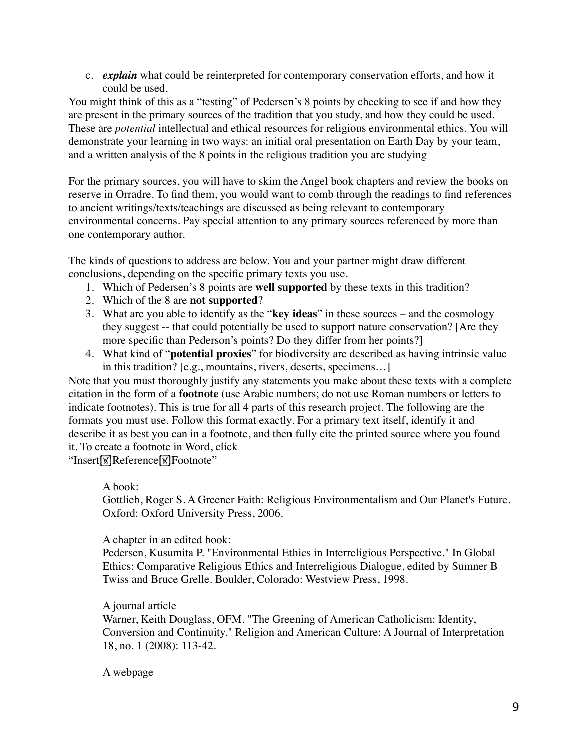c. ***explain*** what could be reinterpreted for contemporary conservation efforts, and how it could be used.

You might think of this as a "testing" of Pedersen's 8 points by checking to see if and how they are present in the primary sources of the tradition that you study, and how they could be used. These are *potential* intellectual and ethical resources for religious environmental ethics. You will demonstrate your learning in two ways: an initial oral presentation on Earth Day by your team, and a written analysis of the 8 points in the religious tradition you are studying

For the primary sources, you will have to skim the Angel book chapters and review the books on reserve in Orradre. To find them, you would want to comb through the readings to find references to ancient writings/texts/teachings are discussed as being relevant to contemporary environmental concerns. Pay special attention to any primary sources referenced by more than one contemporary author.

The kinds of questions to address are below. You and your partner might draw different conclusions, depending on the specific primary texts you use.

1. Which of Pedersen's 8 points are **well supported** by these texts in this tradition?
2. Which of the 8 are **not supported**?
3. What are you able to identify as the "**key ideas**" in these sources – and the cosmology they suggest -- that could potentially be used to support nature conservation? [Are they more specific than Pederson's points? Do they differ from her points?]
4. What kind of "**potential proxies**" for biodiversity are described as having intrinsic value in this tradition? [e.g., mountains, rivers, deserts, specimens…]

Note that you must thoroughly justify any statements you make about these texts with a complete citation in the form of a **footnote** (use Arabic numbers; do not use Roman numbers or letters to indicate footnotes). This is true for all 4 parts of this research project. The following are the formats you must use. Follow this format exactly. For a primary text itself, identify it and describe it as best you can in a footnote, and then fully cite the printed source where you found it. To create a footnote in Word, click "Insert→Reference→Footnote"

A book:
Gottlieb, Roger S. A Greener Faith: Religious Environmentalism and Our Planet's Future. Oxford: Oxford University Press, 2006.

A chapter in an edited book:
Pedersen, Kusumita P. "Environmental Ethics in Interreligious Perspective." In Global Ethics: Comparative Religious Ethics and Interreligious Dialogue, edited by Sumner B Twiss and Bruce Grelle. Boulder, Colorado: Westview Press, 1998.

A journal article
Warner, Keith Douglass, OFM. "The Greening of American Catholicism: Identity, Conversion and Continuity." Religion and American Culture: A Journal of Interpretation 18, no. 1 (2008): 113-42.

A webpage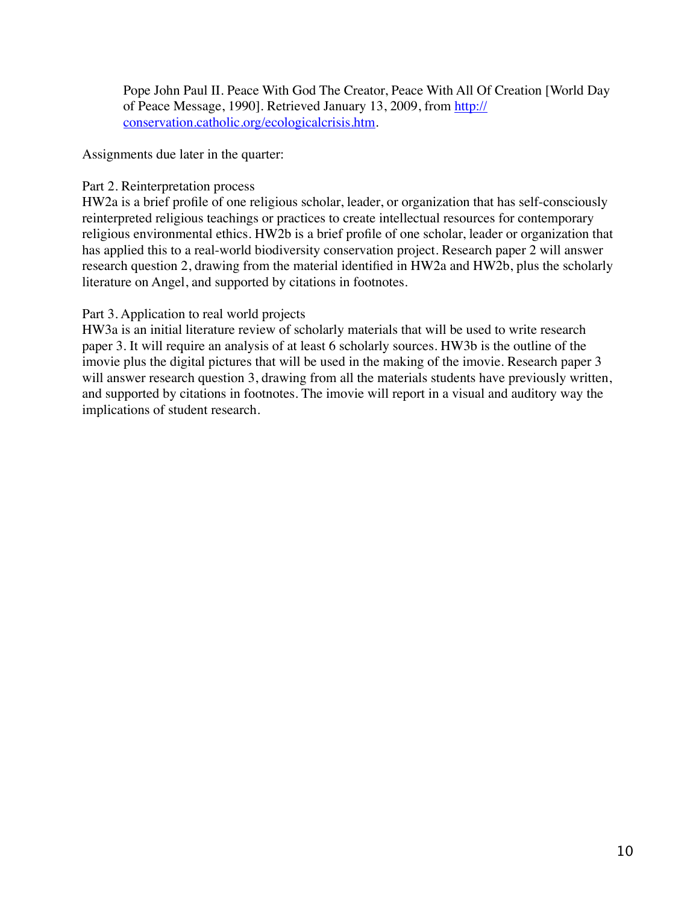Pope John Paul II. Peace With God The Creator, Peace With All Of Creation [World Day of Peace Message, 1990]. Retrieved January 13, 2009, from [http://conservation.catholic.org/ecologicalcrisis.htm](http://conservation.catholic.org/ecologicalcrisis.htm).

Assignments due later in the quarter:

Part 2. Reinterpretation process
HW2a is a brief profile of one religious scholar, leader, or organization that has self-consciously reinterpreted religious teachings or practices to create intellectual resources for contemporary religious environmental ethics. HW2b is a brief profile of one scholar, leader or organization that has applied this to a real-world biodiversity conservation project. Research paper 2 will answer research question 2, drawing from the material identified in HW2a and HW2b, plus the scholarly literature on Angel, and supported by citations in footnotes.

Part 3. Application to real world projects
HW3a is an initial literature review of scholarly materials that will be used to write research paper 3. It will require an analysis of at least 6 scholarly sources. HW3b is the outline of the imovie plus the digital pictures that will be used in the making of the imovie. Research paper 3 will answer research question 3, drawing from all the materials students have previously written, and supported by citations in footnotes. The imovie will report in a visual and auditory way the implications of student research.